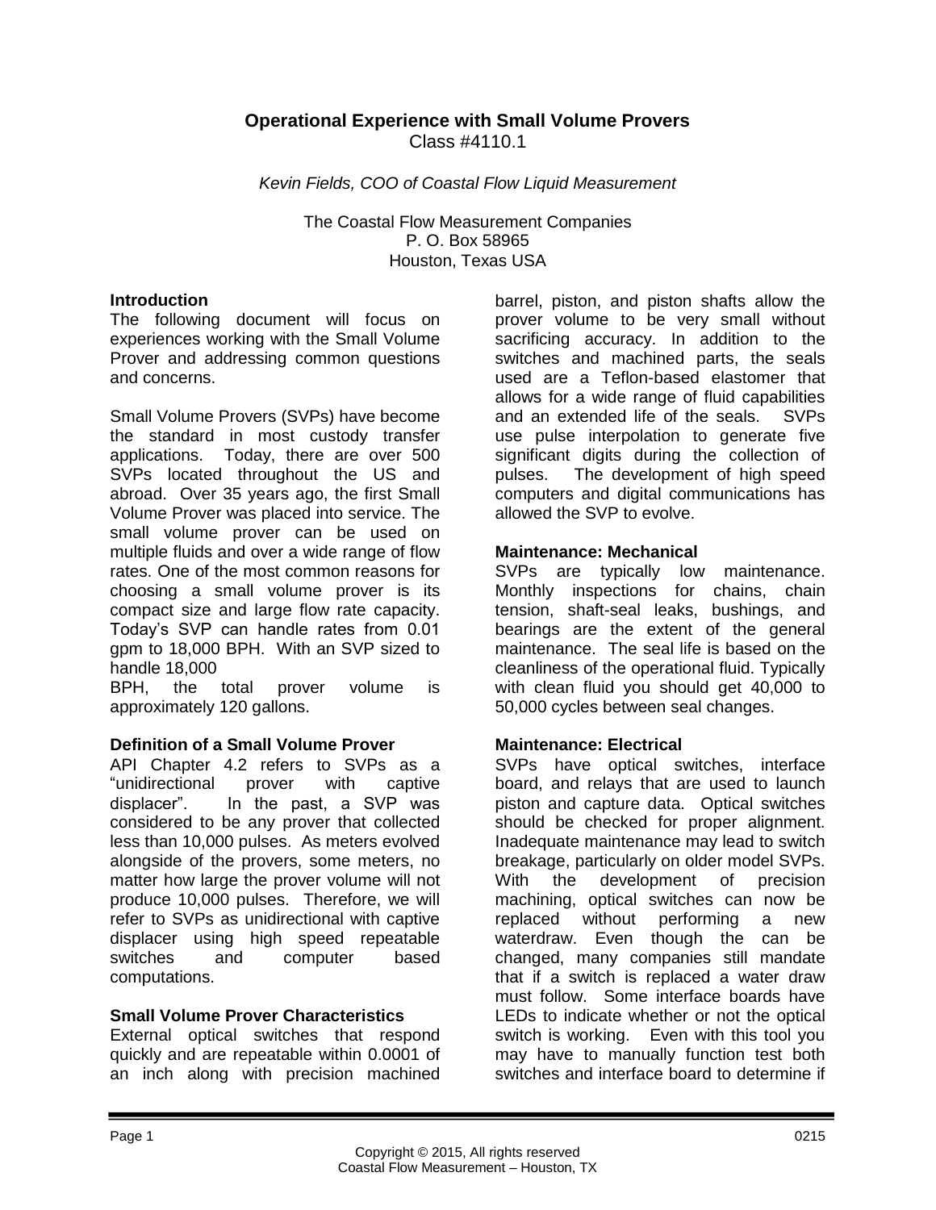# Operational Experience with Small Volume Provers

Class #4110.1

*Kevin Fields, COO of Coastal Flow Liquid Measurement*

The Coastal Flow Measurement Companies
P. O. Box 58965
Houston, Texas USA

## Introduction

The following document will focus on experiences working with the Small Volume Prover and addressing common questions and concerns.

Small Volume Provers (SVPs) have become the standard in most custody transfer applications. Today, there are over 500 SVPs located throughout the US and abroad. Over 35 years ago, the first Small Volume Prover was placed into service. The small volume prover can be used on multiple fluids and over a wide range of flow rates. One of the most common reasons for choosing a small volume prover is its compact size and large flow rate capacity. Today's SVP can handle rates from 0.01 gpm to 18,000 BPH. With an SVP sized to handle 18,000 BPH, the total prover volume is approximately 120 gallons.

## Definition of a Small Volume Prover

API Chapter 4.2 refers to SVPs as a "unidirectional prover with captive displacer". In the past, a SVP was considered to be any prover that collected less than 10,000 pulses. As meters evolved alongside of the provers, some meters, no matter how large the prover volume will not produce 10,000 pulses. Therefore, we will refer to SVPs as unidirectional with captive displacer using high speed repeatable switches and computer based computations.

## Small Volume Prover Characteristics

External optical switches that respond quickly and are repeatable within 0.0001 of an inch along with precision machined barrel, piston, and piston shafts allow the prover volume to be very small without sacrificing accuracy. In addition to the switches and machined parts, the seals used are a Teflon-based elastomer that allows for a wide range of fluid capabilities and an extended life of the seals. SVPs use pulse interpolation to generate five significant digits during the collection of pulses. The development of high speed computers and digital communications has allowed the SVP to evolve.

## Maintenance: Mechanical

SVPs are typically low maintenance. Monthly inspections for chains, chain tension, shaft-seal leaks, bushings, and bearings are the extent of the general maintenance. The seal life is based on the cleanliness of the operational fluid. Typically with clean fluid you should get 40,000 to 50,000 cycles between seal changes.

## Maintenance: Electrical

SVPs have optical switches, interface board, and relays that are used to launch piston and capture data. Optical switches should be checked for proper alignment. Inadequate maintenance may lead to switch breakage, particularly on older model SVPs. With the development of precision machining, optical switches can now be replaced without performing a new waterdraw. Even though the can be changed, many companies still mandate that if a switch is replaced a water draw must follow. Some interface boards have LEDs to indicate whether or not the optical switch is working. Even with this tool you may have to manually function test both switches and interface board to determine if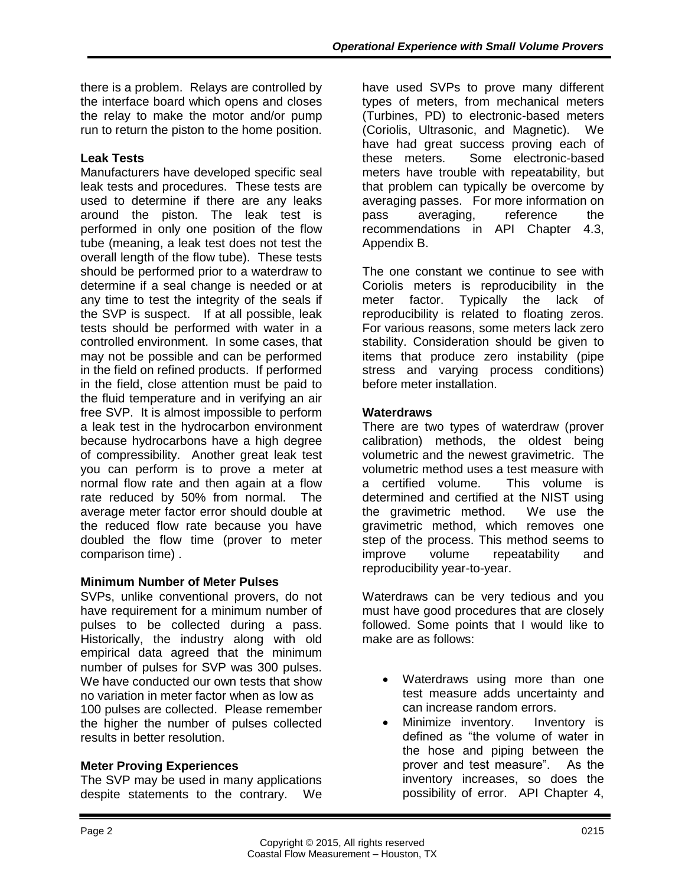there is a problem. Relays are controlled by the interface board which opens and closes the relay to make the motor and/or pump run to return the piston to the home position.

**Leak Tests**

Manufacturers have developed specific seal leak tests and procedures. These tests are used to determine if there are any leaks around the piston. The leak test is performed in only one position of the flow tube (meaning, a leak test does not test the overall length of the flow tube). These tests should be performed prior to a waterdraw to determine if a seal change is needed or at any time to test the integrity of the seals if the SVP is suspect. If at all possible, leak tests should be performed with water in a controlled environment. In some cases, that may not be possible and can be performed in the field on refined products. If performed in the field, close attention must be paid to the fluid temperature and in verifying an air free SVP. It is almost impossible to perform a leak test in the hydrocarbon environment because hydrocarbons have a high degree of compressibility. Another great leak test you can perform is to prove a meter at normal flow rate and then again at a flow rate reduced by 50% from normal. The average meter factor error should double at the reduced flow rate because you have doubled the flow time (prover to meter comparison time) .

**Minimum Number of Meter Pulses**

SVPs, unlike conventional provers, do not have requirement for a minimum number of pulses to be collected during a pass. Historically, the industry along with old empirical data agreed that the minimum number of pulses for SVP was 300 pulses. We have conducted our own tests that show no variation in meter factor when as low as 100 pulses are collected. Please remember the higher the number of pulses collected results in better resolution.

**Meter Proving Experiences**

The SVP may be used in many applications despite statements to the contrary. We have used SVPs to prove many different types of meters, from mechanical meters (Turbines, PD) to electronic-based meters (Coriolis, Ultrasonic, and Magnetic). We have had great success proving each of these meters. Some electronic-based meters have trouble with repeatability, but that problem can typically be overcome by averaging passes. For more information on pass averaging, reference the recommendations in API Chapter 4.3, Appendix B.

The one constant we continue to see with Coriolis meters is reproducibility in the meter factor. Typically the lack of reproducibility is related to floating zeros. For various reasons, some meters lack zero stability. Consideration should be given to items that produce zero instability (pipe stress and varying process conditions) before meter installation.

**Waterdraws**

There are two types of waterdraw (prover calibration) methods, the oldest being volumetric and the newest gravimetric. The volumetric method uses a test measure with a certified volume. This volume is determined and certified at the NIST using the gravimetric method. We use the gravimetric method, which removes one step of the process. This method seems to improve volume repeatability and reproducibility year-to-year.

Waterdraws can be very tedious and you must have good procedures that are closely followed. Some points that I would like to make are as follows:

- Waterdraws using more than one test measure adds uncertainty and can increase random errors.
- Minimize inventory. Inventory is defined as "the volume of water in the hose and piping between the prover and test measure". As the inventory increases, so does the possibility of error. API Chapter 4,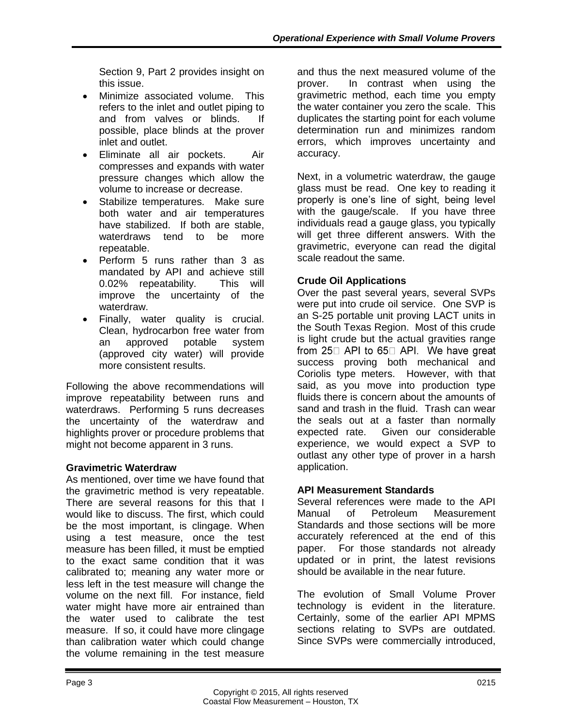Section 9, Part 2 provides insight on this issue.

- Minimize associated volume. This refers to the inlet and outlet piping to and from valves or blinds. If possible, place blinds at the prover inlet and outlet.
- Eliminate all air pockets. Air compresses and expands with water pressure changes which allow the volume to increase or decrease.
- Stabilize temperatures. Make sure both water and air temperatures have stabilized. If both are stable, waterdraws tend to be more repeatable.
- Perform 5 runs rather than 3 as mandated by API and achieve still 0.02% repeatability. This will improve the uncertainty of the waterdraw.
- Finally, water quality is crucial. Clean, hydrocarbon free water from an approved potable system (approved city water) will provide more consistent results.

Following the above recommendations will improve repeatability between runs and waterdraws. Performing 5 runs decreases the uncertainty of the waterdraw and highlights prover or procedure problems that might not become apparent in 3 runs.

**Gravimetric Waterdraw**

As mentioned, over time we have found that the gravimetric method is very repeatable. There are several reasons for this that I would like to discuss. The first, which could be the most important, is clingage. When using a test measure, once the test measure has been filled, it must be emptied to the exact same condition that it was calibrated to; meaning any water more or less left in the test measure will change the volume on the next fill. For instance, field water might have more air entrained than the water used to calibrate the test measure. If so, it could have more clingage than calibration water which could change the volume remaining in the test measure and thus the next measured volume of the prover. In contrast when using the gravimetric method, each time you empty the water container you zero the scale. This duplicates the starting point for each volume determination run and minimizes random errors, which improves uncertainty and accuracy.

Next, in a volumetric waterdraw, the gauge glass must be read. One key to reading it properly is one's line of sight, being level with the gauge/scale. If you have three individuals read a gauge glass, you typically will get three different answers. With the gravimetric, everyone can read the digital scale readout the same.

**Crude Oil Applications**

Over the past several years, several SVPs were put into crude oil service. One SVP is an S-25 portable unit proving LACT units in the South Texas Region. Most of this crude is light crude but the actual gravities range from 25° API to 65° API. We have great success proving both mechanical and Coriolis type meters. However, with that said, as you move into production type fluids there is concern about the amounts of sand and trash in the fluid. Trash can wear the seals out at a faster than normally expected rate. Given our considerable experience, we would expect a SVP to outlast any other type of prover in a harsh application.

**API Measurement Standards**

Several references were made to the API Manual of Petroleum Measurement Standards and those sections will be more accurately referenced at the end of this paper. For those standards not already updated or in print, the latest revisions should be available in the near future.

The evolution of Small Volume Prover technology is evident in the literature. Certainly, some of the earlier API MPMS sections relating to SVPs are outdated. Since SVPs were commercially introduced,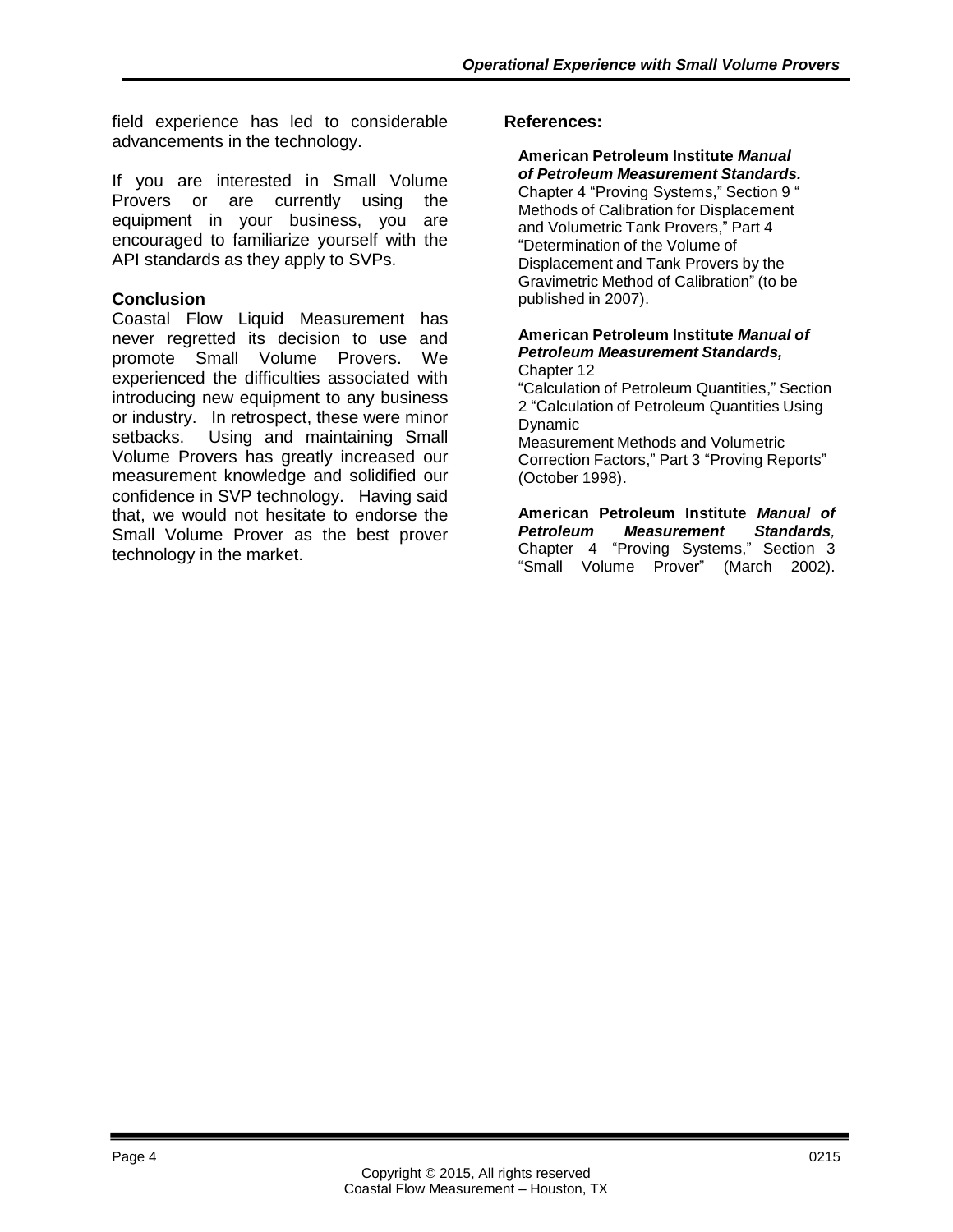field experience has led to considerable advancements in the technology.

If you are interested in Small Volume Provers or are currently using the equipment in your business, you are encouraged to familiarize yourself with the API standards as they apply to SVPs.

### Conclusion

Coastal Flow Liquid Measurement has never regretted its decision to use and promote Small Volume Provers. We experienced the difficulties associated with introducing new equipment to any business or industry. In retrospect, these were minor setbacks. Using and maintaining Small Volume Provers has greatly increased our measurement knowledge and solidified our confidence in SVP technology. Having said that, we would not hesitate to endorse the Small Volume Prover as the best prover technology in the market.

### References:

**American Petroleum Institute *Manual of Petroleum Measurement Standards.*** Chapter 4 "Proving Systems," Section 9 " Methods of Calibration for Displacement and Volumetric Tank Provers," Part 4 "Determination of the Volume of Displacement and Tank Provers by the Gravimetric Method of Calibration" (to be published in 2007).

**American Petroleum Institute *Manual of Petroleum Measurement Standards,*** Chapter 12 "Calculation of Petroleum Quantities," Section 2 "Calculation of Petroleum Quantities Using Dynamic Measurement Methods and Volumetric Correction Factors," Part 3 "Proving Reports" (October 1998).

**American Petroleum Institute *Manual of Petroleum Measurement Standards*,** Chapter 4 "Proving Systems," Section 3 "Small Volume Prover" (March 2002).